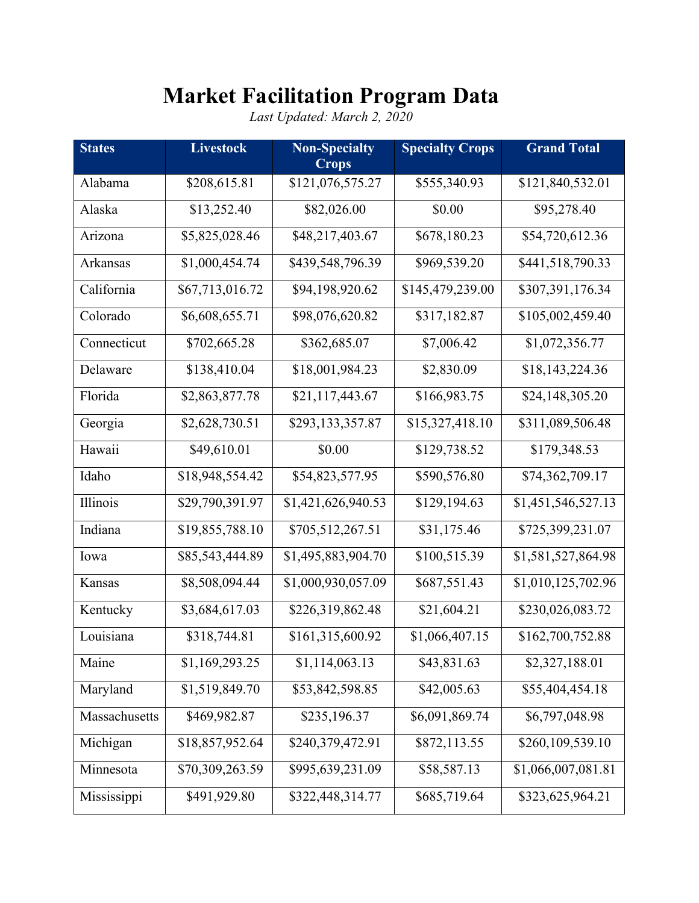# Market Facilitation Program Data

*Last Updated: March 2, 2020*

| States | Livestock | Non-Specialty Crops | Specialty Crops | Grand Total |
|---|---|---|---|---|
| Alabama | $208,615.81 | $121,076,575.27 | $555,340.93 | $121,840,532.01 |
| Alaska | $13,252.40 | $82,026.00 | $0.00 | $95,278.40 |
| Arizona | $5,825,028.46 | $48,217,403.67 | $678,180.23 | $54,720,612.36 |
| Arkansas | $1,000,454.74 | $439,548,796.39 | $969,539.20 | $441,518,790.33 |
| California | $67,713,016.72 | $94,198,920.62 | $145,479,239.00 | $307,391,176.34 |
| Colorado | $6,608,655.71 | $98,076,620.82 | $317,182.87 | $105,002,459.40 |
| Connecticut | $702,665.28 | $362,685.07 | $7,006.42 | $1,072,356.77 |
| Delaware | $138,410.04 | $18,001,984.23 | $2,830.09 | $18,143,224.36 |
| Florida | $2,863,877.78 | $21,117,443.67 | $166,983.75 | $24,148,305.20 |
| Georgia | $2,628,730.51 | $293,133,357.87 | $15,327,418.10 | $311,089,506.48 |
| Hawaii | $49,610.01 | $0.00 | $129,738.52 | $179,348.53 |
| Idaho | $18,948,554.42 | $54,823,577.95 | $590,576.80 | $74,362,709.17 |
| Illinois | $29,790,391.97 | $1,421,626,940.53 | $129,194.63 | $1,451,546,527.13 |
| Indiana | $19,855,788.10 | $705,512,267.51 | $31,175.46 | $725,399,231.07 |
| Iowa | $85,543,444.89 | $1,495,883,904.70 | $100,515.39 | $1,581,527,864.98 |
| Kansas | $8,508,094.44 | $1,000,930,057.09 | $687,551.43 | $1,010,125,702.96 |
| Kentucky | $3,684,617.03 | $226,319,862.48 | $21,604.21 | $230,026,083.72 |
| Louisiana | $318,744.81 | $161,315,600.92 | $1,066,407.15 | $162,700,752.88 |
| Maine | $1,169,293.25 | $1,114,063.13 | $43,831.63 | $2,327,188.01 |
| Maryland | $1,519,849.70 | $53,842,598.85 | $42,005.63 | $55,404,454.18 |
| Massachusetts | $469,982.87 | $235,196.37 | $6,091,869.74 | $6,797,048.98 |
| Michigan | $18,857,952.64 | $240,379,472.91 | $872,113.55 | $260,109,539.10 |
| Minnesota | $70,309,263.59 | $995,639,231.09 | $58,587.13 | $1,066,007,081.81 |
| Mississippi | $491,929.80 | $322,448,314.77 | $685,719.64 | $323,625,964.21 |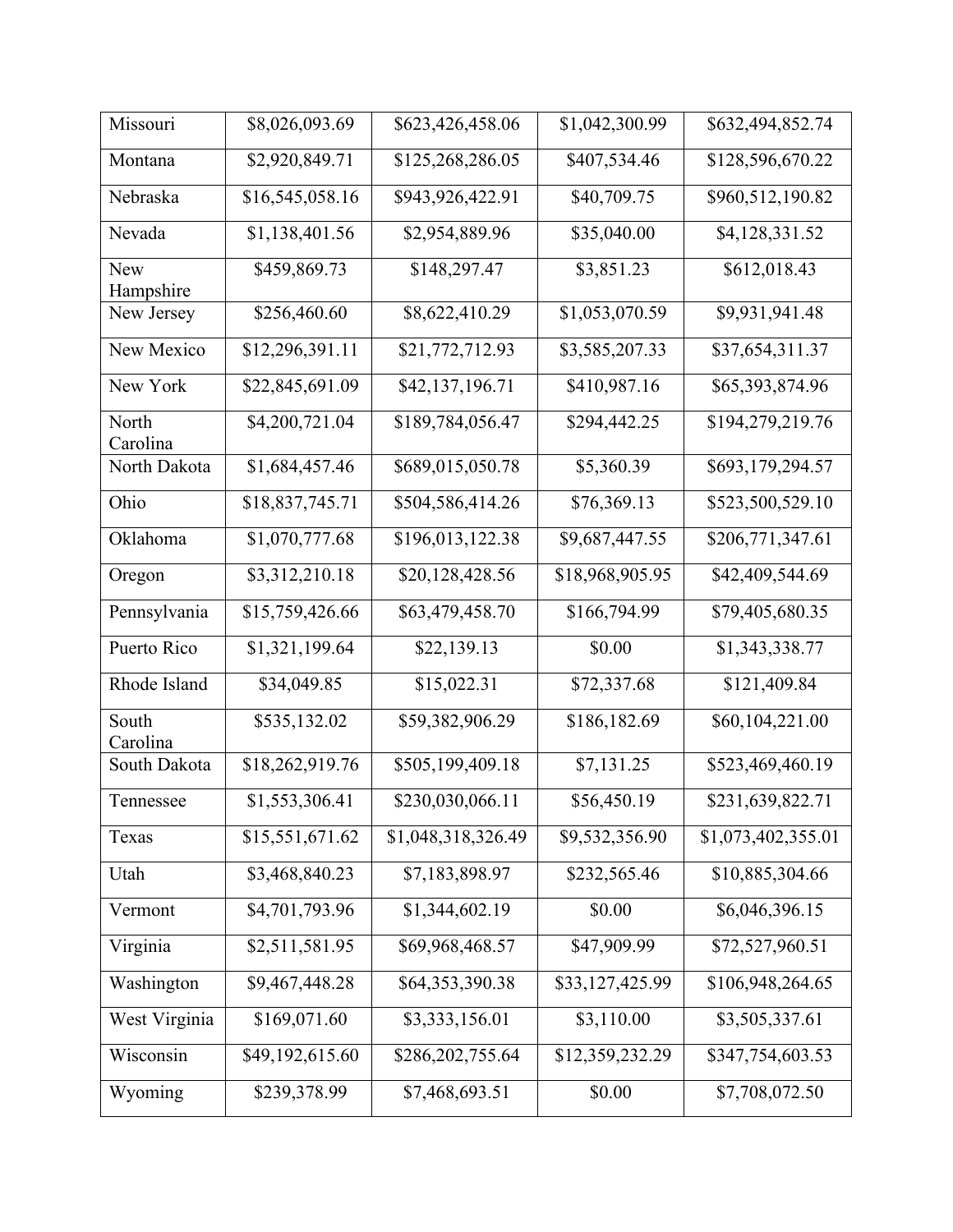| | | | | |
|---|---|---|---|---|
| Missouri | $8,026,093.69 | $623,426,458.06 | $1,042,300.99 | $632,494,852.74 |
| Montana | $2,920,849.71 | $125,268,286.05 | $407,534.46 | $128,596,670.22 |
| Nebraska | $16,545,058.16 | $943,926,422.91 | $40,709.75 | $960,512,190.82 |
| Nevada | $1,138,401.56 | $2,954,889.96 | $35,040.00 | $4,128,331.52 |
| New Hampshire | $459,869.73 | $148,297.47 | $3,851.23 | $612,018.43 |
| New Jersey | $256,460.60 | $8,622,410.29 | $1,053,070.59 | $9,931,941.48 |
| New Mexico | $12,296,391.11 | $21,772,712.93 | $3,585,207.33 | $37,654,311.37 |
| New York | $22,845,691.09 | $42,137,196.71 | $410,987.16 | $65,393,874.96 |
| North Carolina | $4,200,721.04 | $189,784,056.47 | $294,442.25 | $194,279,219.76 |
| North Dakota | $1,684,457.46 | $689,015,050.78 | $5,360.39 | $693,179,294.57 |
| Ohio | $18,837,745.71 | $504,586,414.26 | $76,369.13 | $523,500,529.10 |
| Oklahoma | $1,070,777.68 | $196,013,122.38 | $9,687,447.55 | $206,771,347.61 |
| Oregon | $3,312,210.18 | $20,128,428.56 | $18,968,905.95 | $42,409,544.69 |
| Pennsylvania | $15,759,426.66 | $63,479,458.70 | $166,794.99 | $79,405,680.35 |
| Puerto Rico | $1,321,199.64 | $22,139.13 | $0.00 | $1,343,338.77 |
| Rhode Island | $34,049.85 | $15,022.31 | $72,337.68 | $121,409.84 |
| South Carolina | $535,132.02 | $59,382,906.29 | $186,182.69 | $60,104,221.00 |
| South Dakota | $18,262,919.76 | $505,199,409.18 | $7,131.25 | $523,469,460.19 |
| Tennessee | $1,553,306.41 | $230,030,066.11 | $56,450.19 | $231,639,822.71 |
| Texas | $15,551,671.62 | $1,048,318,326.49 | $9,532,356.90 | $1,073,402,355.01 |
| Utah | $3,468,840.23 | $7,183,898.97 | $232,565.46 | $10,885,304.66 |
| Vermont | $4,701,793.96 | $1,344,602.19 | $0.00 | $6,046,396.15 |
| Virginia | $2,511,581.95 | $69,968,468.57 | $47,909.99 | $72,527,960.51 |
| Washington | $9,467,448.28 | $64,353,390.38 | $33,127,425.99 | $106,948,264.65 |
| West Virginia | $169,071.60 | $3,333,156.01 | $3,110.00 | $3,505,337.61 |
| Wisconsin | $49,192,615.60 | $286,202,755.64 | $12,359,232.29 | $347,754,603.53 |
| Wyoming | $239,378.99 | $7,468,693.51 | $0.00 | $7,708,072.50 |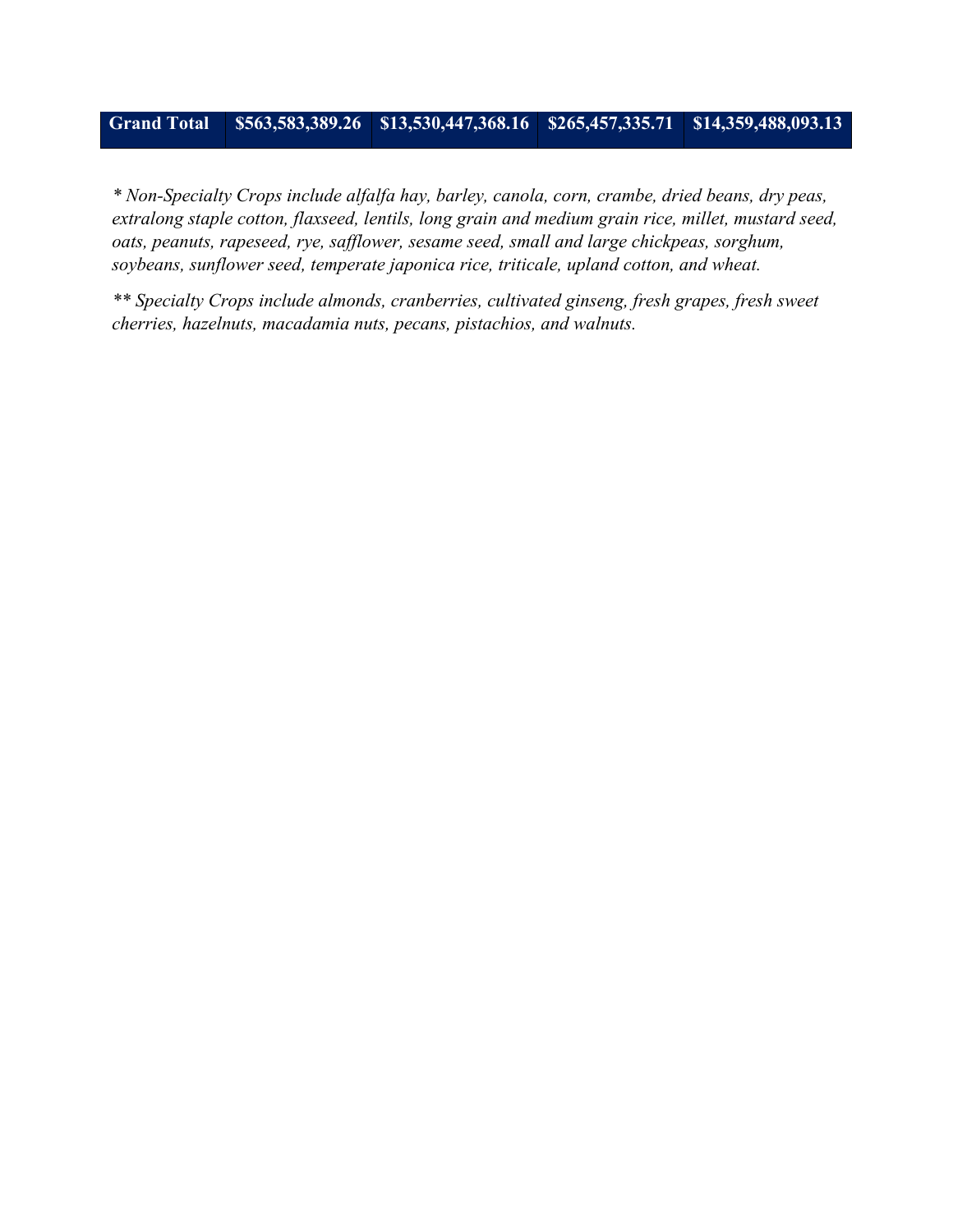| | | | | |
|---|---|---|---|---|
| **Grand Total** | **$563,583,389.26** | **$13,530,447,368.16** | **$265,457,335.71** | **$14,359,488,093.13** |

*\* Non-Specialty Crops include alfalfa hay, barley, canola, corn, crambe, dried beans, dry peas, extralong staple cotton, flaxseed, lentils, long grain and medium grain rice, millet, mustard seed, oats, peanuts, rapeseed, rye, safflower, sesame seed, small and large chickpeas, sorghum, soybeans, sunflower seed, temperate japonica rice, triticale, upland cotton, and wheat.*

*\*\* Specialty Crops include almonds, cranberries, cultivated ginseng, fresh grapes, fresh sweet cherries, hazelnuts, macadamia nuts, pecans, pistachios, and walnuts.*